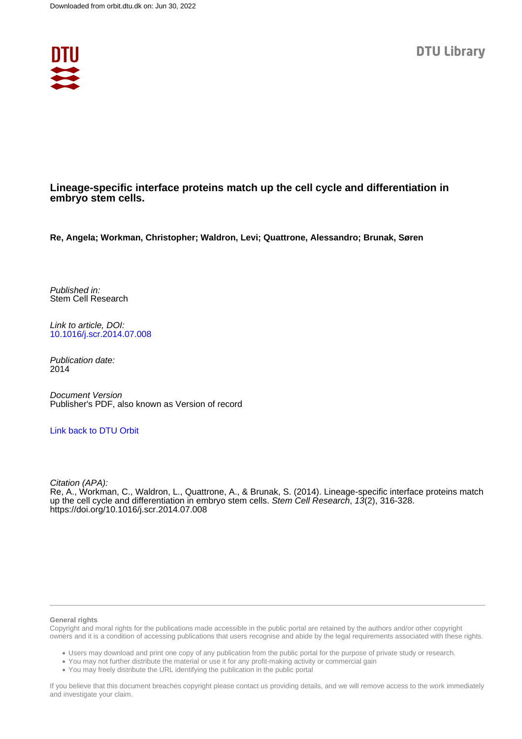Downloaded from orbit.dtu.dk on: Jun 30, 2022

DTU Library

**Lineage-specific interface proteins match up the cell cycle and differentiation in embryo stem cells.**

**Re, Angela; Workman, Christopher; Waldron, Levi; Quattrone, Alessandro; Brunak, Søren**

*Published in:*
Stem Cell Research

*Link to article, DOI:*
10.1016/j.scr.2014.07.008

*Publication date:*
2014

*Document Version*
Publisher's PDF, also known as Version of record

Link back to DTU Orbit

*Citation (APA):*
Re, A., Workman, C., Waldron, L., Quattrone, A., & Brunak, S. (2014). Lineage-specific interface proteins match up the cell cycle and differentiation in embryo stem cells. *Stem Cell Research*, *13*(2), 316-328. https://doi.org/10.1016/j.scr.2014.07.008

**General rights**

Copyright and moral rights for the publications made accessible in the public portal are retained by the authors and/or other copyright owners and it is a condition of accessing publications that users recognise and abide by the legal requirements associated with these rights.

- Users may download and print one copy of any publication from the public portal for the purpose of private study or research.
- You may not further distribute the material or use it for any profit-making activity or commercial gain
- You may freely distribute the URL identifying the publication in the public portal

If you believe that this document breaches copyright please contact us providing details, and we will remove access to the work immediately and investigate your claim.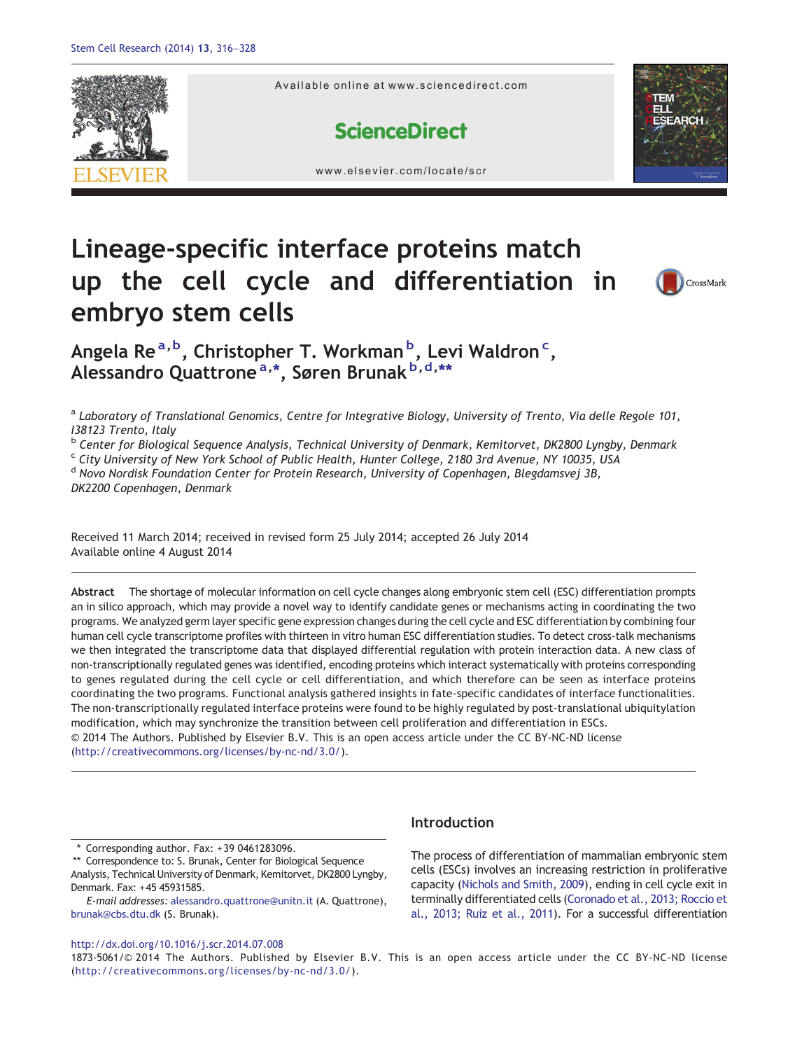# Lineage-specific interface proteins match up the cell cycle and differentiation in embryo stem cells

**Angela Re** [a,b], **Christopher T. Workman** [b], **Levi Waldron** [c], **Alessandro Quattrone** [a,*], **Søren Brunak** [b,d,**]

[a] *Laboratory of Translational Genomics, Centre for Integrative Biology, University of Trento, Via delle Regole 101, I38123 Trento, Italy*
[b] *Center for Biological Sequence Analysis, Technical University of Denmark, Kemitorvet, DK2800 Lyngby, Denmark*
[c] *City University of New York School of Public Health, Hunter College, 2180 3rd Avenue, NY 10035, USA*
[d] *Novo Nordisk Foundation Center for Protein Research, University of Copenhagen, Blegdamsvej 3B, DK2200 Copenhagen, Denmark*

Received 11 March 2014; received in revised form 25 July 2014; accepted 26 July 2014
Available online 4 August 2014

**Abstract** The shortage of molecular information on cell cycle changes along embryonic stem cell (ESC) differentiation prompts an in silico approach, which may provide a novel way to identify candidate genes or mechanisms acting in coordinating the two programs. We analyzed germ layer specific gene expression changes during the cell cycle and ESC differentiation by combining four human cell cycle transcriptome profiles with thirteen in vitro human ESC differentiation studies. To detect cross-talk mechanisms we then integrated the transcriptome data that displayed differential regulation with protein interaction data. A new class of non-transcriptionally regulated genes was identified, encoding proteins which interact systematically with proteins corresponding to genes regulated during the cell cycle or cell differentiation, and which therefore can be seen as interface proteins coordinating the two programs. Functional analysis gathered insights in fate-specific candidates of interface functionalities. The non-transcriptionally regulated interface proteins were found to be highly regulated by post-translational ubiquitylation modification, which may synchronize the transition between cell proliferation and differentiation in ESCs.
© 2014 The Authors. Published by Elsevier B.V. This is an open access article under the CC BY-NC-ND license (http://creativecommons.org/licenses/by-nc-nd/3.0/).

## Introduction

The process of differentiation of mammalian embryonic stem cells (ESCs) involves an increasing restriction in proliferative capacity (Nichols and Smith, 2009), ending in cell cycle exit in terminally differentiated cells (Coronado et al., 2013; Roccio et al., 2013; Ruiz et al., 2011). For a successful differentiation

\* Corresponding author. Fax: +39 0461283096.
\*\* Correspondence to: S. Brunak, Center for Biological Sequence Analysis, Technical University of Denmark, Kemitorvet, DK2800 Lyngby, Denmark. Fax: +45 45931585.
*E-mail addresses:* alessandro.quattrone@unitn.it (A. Quattrone), brunak@cbs.dtu.dk (S. Brunak).

http://dx.doi.org/10.1016/j.scr.2014.07.008
1873-5061/© 2014 The Authors. Published by Elsevier B.V. This is an open access article under the CC BY-NC-ND license (http://creativecommons.org/licenses/by-nc-nd/3.0/).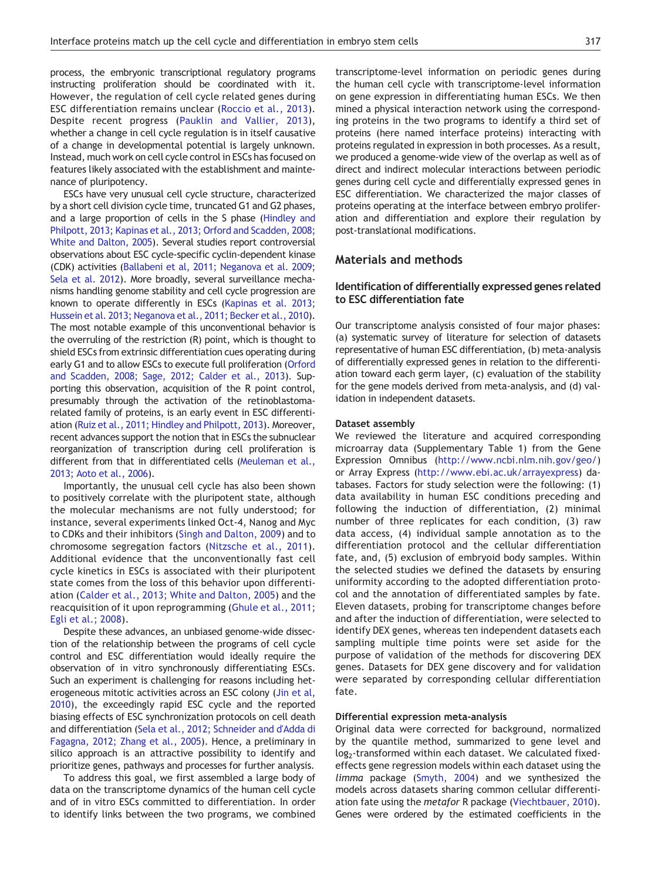process, the embryonic transcriptional regulatory programs instructing proliferation should be coordinated with it. However, the regulation of cell cycle related genes during ESC differentiation remains unclear (Roccio et al., 2013). Despite recent progress (Pauklin and Vallier, 2013), whether a change in cell cycle regulation is in itself causative of a change in developmental potential is largely unknown. Instead, much work on cell cycle control in ESCs has focused on features likely associated with the establishment and maintenance of pluripotency.

ESCs have very unusual cell cycle structure, characterized by a short cell division cycle time, truncated G1 and G2 phases, and a large proportion of cells in the S phase (Hindley and Philpott, 2013; Kapinas et al., 2013; Orford and Scadden, 2008; White and Dalton, 2005). Several studies report controversial observations about ESC cycle-specific cyclin-dependent kinase (CDK) activities (Ballabeni et al, 2011; Neganova et al. 2009; Sela et al. 2012). More broadly, several surveillance mechanisms handling genome stability and cell cycle progression are known to operate differently in ESCs (Kapinas et al. 2013; Hussein et al. 2013; Neganova et al., 2011; Becker et al., 2010). The most notable example of this unconventional behavior is the overruling of the restriction (R) point, which is thought to shield ESCs from extrinsic differentiation cues operating during early G1 and to allow ESCs to execute full proliferation (Orford and Scadden, 2008; Sage, 2012; Calder et al., 2013). Supporting this observation, acquisition of the R point control, presumably through the activation of the retinoblastoma-related family of proteins, is an early event in ESC differentiation (Ruiz et al., 2011; Hindley and Philpott, 2013). Moreover, recent advances support the notion that in ESCs the subnuclear reorganization of transcription during cell proliferation is different from that in differentiated cells (Meuleman et al., 2013; Aoto et al., 2006).

Importantly, the unusual cell cycle has also been shown to positively correlate with the pluripotent state, although the molecular mechanisms are not fully understood; for instance, several experiments linked Oct-4, Nanog and Myc to CDKs and their inhibitors (Singh and Dalton, 2009) and to chromosome segregation factors (Nitzsche et al., 2011). Additional evidence that the unconventionally fast cell cycle kinetics in ESCs is associated with their pluripotent state comes from the loss of this behavior upon differentiation (Calder et al., 2013; White and Dalton, 2005) and the reacquisition of it upon reprogramming (Ghule et al., 2011; Egli et al.; 2008).

Despite these advances, an unbiased genome-wide dissection of the relationship between the programs of cell cycle control and ESC differentiation would ideally require the observation of in vitro synchronously differentiating ESCs. Such an experiment is challenging for reasons including heterogeneous mitotic activities across an ESC colony (Jin et al, 2010), the exceedingly rapid ESC cycle and the reported biasing effects of ESC synchronization protocols on cell death and differentiation (Sela et al., 2012; Schneider and d'Adda di Fagagna, 2012; Zhang et al., 2005). Hence, a preliminary in silico approach is an attractive possibility to identify and prioritize genes, pathways and processes for further analysis.

To address this goal, we first assembled a large body of data on the transcriptome dynamics of the human cell cycle and of in vitro ESCs committed to differentiation. In order to identify links between the two programs, we combined transcriptome-level information on periodic genes during the human cell cycle with transcriptome-level information on gene expression in differentiating human ESCs. We then mined a physical interaction network using the corresponding proteins in the two programs to identify a third set of proteins (here named interface proteins) interacting with proteins regulated in expression in both processes. As a result, we produced a genome-wide view of the overlap as well as of direct and indirect molecular interactions between periodic genes during cell cycle and differentially expressed genes in ESC differentiation. We characterized the major classes of proteins operating at the interface between embryo proliferation and differentiation and explore their regulation by post-translational modifications.

## Materials and methods

### Identification of differentially expressed genes related to ESC differentiation fate

Our transcriptome analysis consisted of four major phases: (a) systematic survey of literature for selection of datasets representative of human ESC differentiation, (b) meta-analysis of differentially expressed genes in relation to the differentiation toward each germ layer, (c) evaluation of the stability for the gene models derived from meta-analysis, and (d) validation in independent datasets.

#### Dataset assembly

We reviewed the literature and acquired corresponding microarray data (Supplementary Table 1) from the Gene Expression Omnibus (http://www.ncbi.nlm.nih.gov/geo/) or Array Express (http://www.ebi.ac.uk/arrayexpress) databases. Factors for study selection were the following: (1) data availability in human ESC conditions preceding and following the induction of differentiation, (2) minimal number of three replicates for each condition, (3) raw data access, (4) individual sample annotation as to the differentiation protocol and the cellular differentiation fate, and, (5) exclusion of embryoid body samples. Within the selected studies we defined the datasets by ensuring uniformity according to the adopted differentiation protocol and the annotation of differentiated samples by fate. Eleven datasets, probing for transcriptome changes before and after the induction of differentiation, were selected to identify DEX genes, whereas ten independent datasets each sampling multiple time points were set aside for the purpose of validation of the methods for discovering DEX genes. Datasets for DEX gene discovery and for validation were separated by corresponding cellular differentiation fate.

#### Differential expression meta-analysis

Original data were corrected for background, normalized by the quantile method, summarized to gene level and $\log_2$-transformed within each dataset. We calculated fixed-effects gene regression models within each dataset using the *limma* package (Smyth, 2004) and we synthesized the models across datasets sharing common cellular differentiation fate using the *metafor* R package (Viechtbauer, 2010). Genes were ordered by the estimated coefficients in the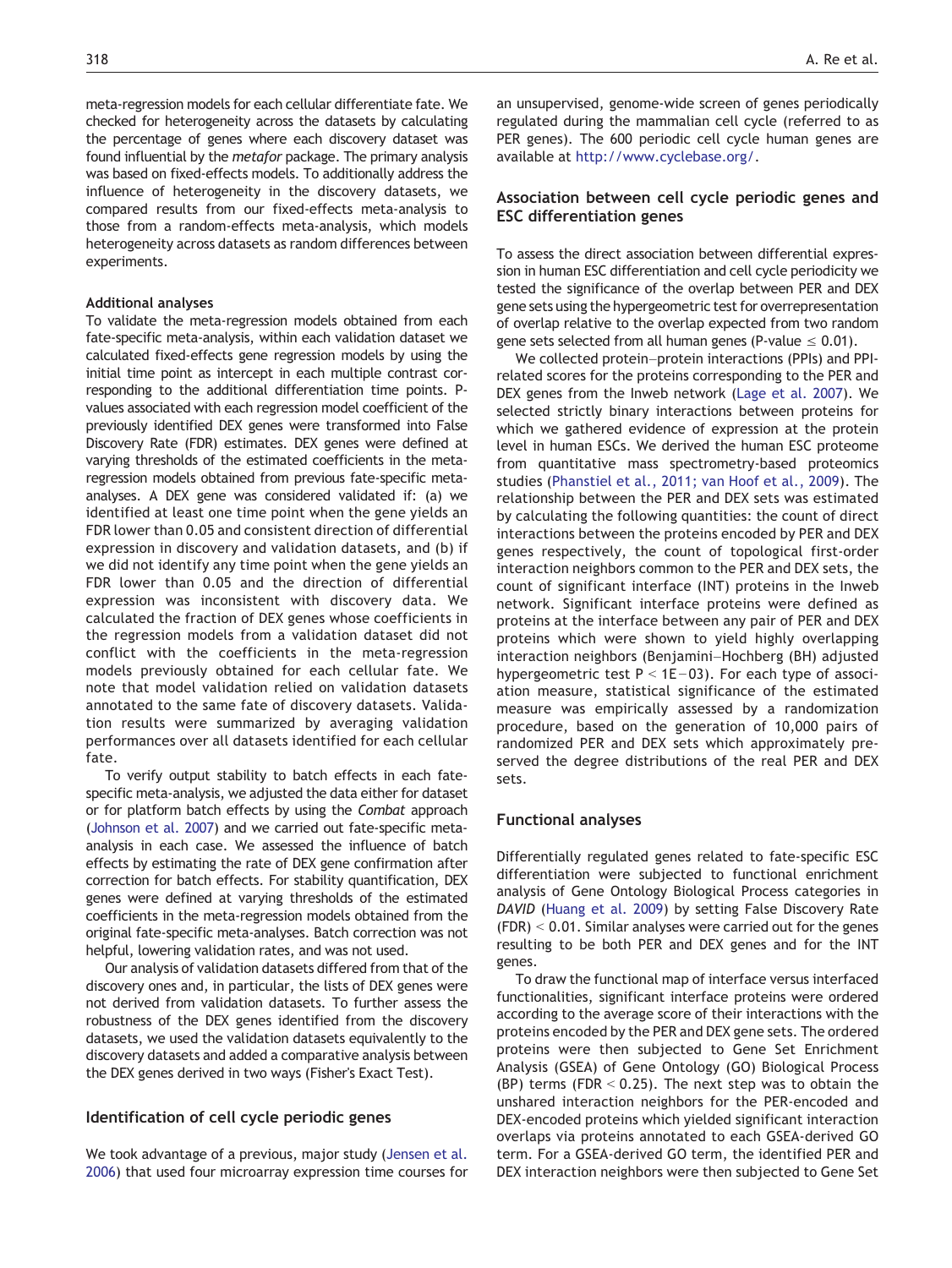meta-regression models for each cellular differentiate fate. We checked for heterogeneity across the datasets by calculating the percentage of genes where each discovery dataset was found influential by the *metafor* package. The primary analysis was based on fixed-effects models. To additionally address the influence of heterogeneity in the discovery datasets, we compared results from our fixed-effects meta-analysis to those from a random-effects meta-analysis, which models heterogeneity across datasets as random differences between experiments.

#### Additional analyses

To validate the meta-regression models obtained from each fate-specific meta-analysis, within each validation dataset we calculated fixed-effects gene regression models by using the initial time point as intercept in each multiple contrast corresponding to the additional differentiation time points. P-values associated with each regression model coefficient of the previously identified DEX genes were transformed into False Discovery Rate (FDR) estimates. DEX genes were defined at varying thresholds of the estimated coefficients in the meta-regression models obtained from previous fate-specific meta-analyses. A DEX gene was considered validated if: (a) we identified at least one time point when the gene yields an FDR lower than 0.05 and consistent direction of differential expression in discovery and validation datasets, and (b) if we did not identify any time point when the gene yields an FDR lower than 0.05 and the direction of differential expression was inconsistent with discovery data. We calculated the fraction of DEX genes whose coefficients in the regression models from a validation dataset did not conflict with the coefficients in the meta-regression models previously obtained for each cellular fate. We note that model validation relied on validation datasets annotated to the same fate of discovery datasets. Validation results were summarized by averaging validation performances over all datasets identified for each cellular fate.

To verify output stability to batch effects in each fate-specific meta-analysis, we adjusted the data either for dataset or for platform batch effects by using the *Combat* approach (Johnson et al. 2007) and we carried out fate-specific meta-analysis in each case. We assessed the influence of batch effects by estimating the rate of DEX gene confirmation after correction for batch effects. For stability quantification, DEX genes were defined at varying thresholds of the estimated coefficients in the meta-regression models obtained from the original fate-specific meta-analyses. Batch correction was not helpful, lowering validation rates, and was not used.

Our analysis of validation datasets differed from that of the discovery ones and, in particular, the lists of DEX genes were not derived from validation datasets. To further assess the robustness of the DEX genes identified from the discovery datasets, we used the validation datasets equivalently to the discovery datasets and added a comparative analysis between the DEX genes derived in two ways (Fisher's Exact Test).

### Identification of cell cycle periodic genes

We took advantage of a previous, major study (Jensen et al. 2006) that used four microarray expression time courses for an unsupervised, genome-wide screen of genes periodically regulated during the mammalian cell cycle (referred to as PER genes). The 600 periodic cell cycle human genes are available at http://www.cyclebase.org/.

### Association between cell cycle periodic genes and ESC differentiation genes

To assess the direct association between differential expression in human ESC differentiation and cell cycle periodicity we tested the significance of the overlap between PER and DEX gene sets using the hypergeometric test for overrepresentation of overlap relative to the overlap expected from two random gene sets selected from all human genes (P-value $\leq 0.01$).

We collected protein–protein interactions (PPIs) and PPI-related scores for the proteins corresponding to the PER and DEX genes from the Inweb network (Lage et al. 2007). We selected strictly binary interactions between proteins for which we gathered evidence of expression at the protein level in human ESCs. We derived the human ESC proteome from quantitative mass spectrometry-based proteomics studies (Phanstiel et al., 2011; van Hoof et al., 2009). The relationship between the PER and DEX sets was estimated by calculating the following quantities: the count of direct interactions between the proteins encoded by PER and DEX genes respectively, the count of topological first-order interaction neighbors common to the PER and DEX sets, the count of significant interface (INT) proteins in the Inweb network. Significant interface proteins were defined as proteins at the interface between any pair of PER and DEX proteins which were shown to yield highly overlapping interaction neighbors (Benjamini–Hochberg (BH) adjusted hypergeometric test $P < 1E-03$). For each type of association measure, statistical significance of the estimated measure was empirically assessed by a randomization procedure, based on the generation of 10,000 pairs of randomized PER and DEX sets which approximately preserved the degree distributions of the real PER and DEX sets.

### Functional analyses

Differentially regulated genes related to fate-specific ESC differentiation were subjected to functional enrichment analysis of Gene Ontology Biological Process categories in *DAVID* (Huang et al. 2009) by setting False Discovery Rate (FDR) $< 0.01$. Similar analyses were carried out for the genes resulting to be both PER and DEX genes and for the INT genes.

To draw the functional map of interface versus interfaced functionalities, significant interface proteins were ordered according to the average score of their interactions with the proteins encoded by the PER and DEX gene sets. The ordered proteins were then subjected to Gene Set Enrichment Analysis (GSEA) of Gene Ontology (GO) Biological Process (BP) terms (FDR $< 0.25$). The next step was to obtain the unshared interaction neighbors for the PER-encoded and DEX-encoded proteins which yielded significant interaction overlaps via proteins annotated to each GSEA-derived GO term. For a GSEA-derived GO term, the identified PER and DEX interaction neighbors were then subjected to Gene Set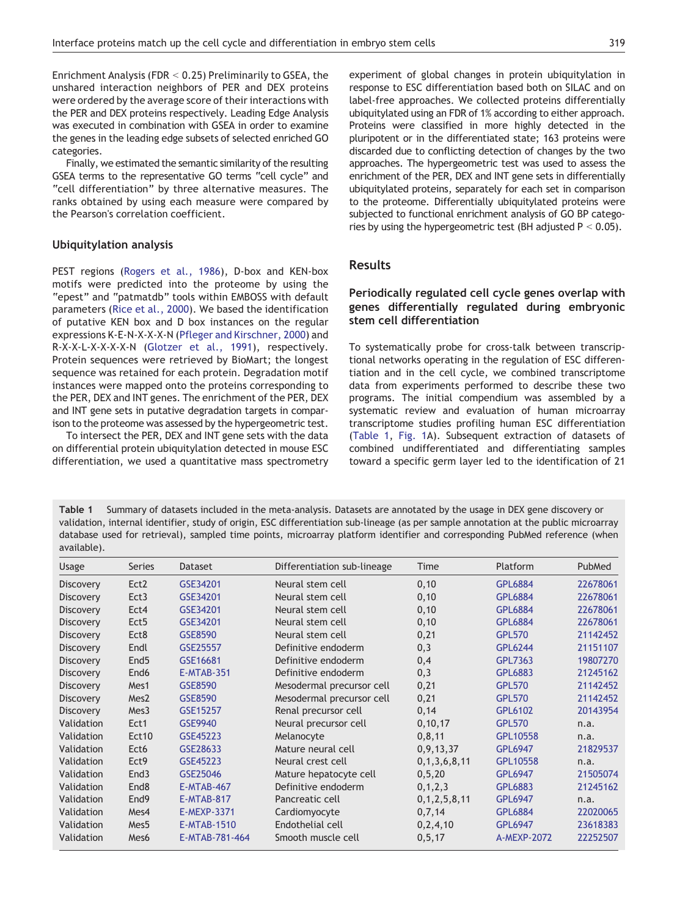Enrichment Analysis (FDR < 0.25) Preliminarily to GSEA, the unshared interaction neighbors of PER and DEX proteins were ordered by the average score of their interactions with the PER and DEX proteins respectively. Leading Edge Analysis was executed in combination with GSEA in order to examine the genes in the leading edge subsets of selected enriched GO categories.

Finally, we estimated the semantic similarity of the resulting GSEA terms to the representative GO terms "cell cycle" and "cell differentiation" by three alternative measures. The ranks obtained by using each measure were compared by the Pearson's correlation coefficient.

### Ubiquitylation analysis

PEST regions (Rogers et al., 1986), D-box and KEN-box motifs were predicted into the proteome by using the "epest" and "patmatdb" tools within EMBOSS with default parameters (Rice et al., 2000). We based the identification of putative KEN box and D box instances on the regular expressions K-E-N-X-X-X-N (Pfleger and Kirschner, 2000) and R-X-X-L-X-X-X-X-N (Glotzer et al., 1991), respectively. Protein sequences were retrieved by BioMart; the longest sequence was retained for each protein. Degradation motif instances were mapped onto the proteins corresponding to the PER, DEX and INT genes. The enrichment of the PER, DEX and INT gene sets in putative degradation targets in comparison to the proteome was assessed by the hypergeometric test.

To intersect the PER, DEX and INT gene sets with the data on differential protein ubiquitylation detected in mouse ESC differentiation, we used a quantitative mass spectrometry experiment of global changes in protein ubiquitylation in response to ESC differentiation based both on SILAC and on label-free approaches. We collected proteins differentially ubiquitylated using an FDR of 1% according to either approach. Proteins were classified in more highly detected in the pluripotent or in the differentiated state; 163 proteins were discarded due to conflicting detection of changes by the two approaches. The hypergeometric test was used to assess the enrichment of the PER, DEX and INT gene sets in differentially ubiquitylated proteins, separately for each set in comparison to the proteome. Differentially ubiquitylated proteins were subjected to functional enrichment analysis of GO BP categories by using the hypergeometric test (BH adjusted $P < 0.05$).

## Results

### Periodically regulated cell cycle genes overlap with genes differentially regulated during embryonic stem cell differentiation

To systematically probe for cross-talk between transcriptional networks operating in the regulation of ESC differentiation and in the cell cycle, we combined transcriptome data from experiments performed to describe these two programs. The initial compendium was assembled by a systematic review and evaluation of human microarray transcriptome studies profiling human ESC differentiation (Table 1, Fig. 1A). Subsequent extraction of datasets of combined undifferentiated and differentiating samples toward a specific germ layer led to the identification of 21

**Table 1** Summary of datasets included in the meta-analysis. Datasets are annotated by the usage in DEX gene discovery or validation, internal identifier, study of origin, ESC differentiation sub-lineage (as per sample annotation at the public microarray database used for retrieval), sampled time points, microarray platform identifier and corresponding PubMed reference (when available).

| Usage | Series | Dataset | Differentiation sub-lineage | Time | Platform | PubMed |
|---|---|---|---|---|---|---|
| Discovery | Ect2 | GSE34201 | Neural stem cell | 0,10 | GPL6884 | 22678061 |
| Discovery | Ect3 | GSE34201 | Neural stem cell | 0,10 | GPL6884 | 22678061 |
| Discovery | Ect4 | GSE34201 | Neural stem cell | 0,10 | GPL6884 | 22678061 |
| Discovery | Ect5 | GSE34201 | Neural stem cell | 0,10 | GPL6884 | 22678061 |
| Discovery | Ect8 | GSE8590 | Neural stem cell | 0,21 | GPL570 | 21142452 |
| Discovery | Endl | GSE25557 | Definitive endoderm | 0,3 | GPL6244 | 21151107 |
| Discovery | End5 | GSE16681 | Definitive endoderm | 0,4 | GPL7363 | 19807270 |
| Discovery | End6 | E-MTAB-351 | Definitive endoderm | 0,3 | GPL6883 | 21245162 |
| Discovery | Mes1 | GSE8590 | Mesodermal precursor cell | 0,21 | GPL570 | 21142452 |
| Discovery | Mes2 | GSE8590 | Mesodermal precursor cell | 0,21 | GPL570 | 21142452 |
| Discovery | Mes3 | GSE15257 | Renal precursor cell | 0,14 | GPL6102 | 20143954 |
| Validation | Ect1 | GSE9940 | Neural precursor cell | 0,10,17 | GPL570 | n.a. |
| Validation | Ect10 | GSE45223 | Melanocyte | 0,8,11 | GPL10558 | n.a. |
| Validation | Ect6 | GSE28633 | Mature neural cell | 0,9,13,37 | GPL6947 | 21829537 |
| Validation | Ect9 | GSE45223 | Neural crest cell | 0,1,3,6,8,11 | GPL10558 | n.a. |
| Validation | End3 | GSE25046 | Mature hepatocyte cell | 0,5,20 | GPL6947 | 21505074 |
| Validation | End8 | E-MTAB-467 | Definitive endoderm | 0,1,2,3 | GPL6883 | 21245162 |
| Validation | End9 | E-MTAB-817 | Pancreatic cell | 0,1,2,5,8,11 | GPL6947 | n.a. |
| Validation | Mes4 | E-MEXP-3371 | Cardiomyocyte | 0,7,14 | GPL6884 | 22020065 |
| Validation | Mes5 | E-MTAB-1510 | Endothelial cell | 0,2,4,10 | GPL6947 | 23618383 |
| Validation | Mes6 | E-MTAB-781-464 | Smooth muscle cell | 0,5,17 | A-MEXP-2072 | 22252507 |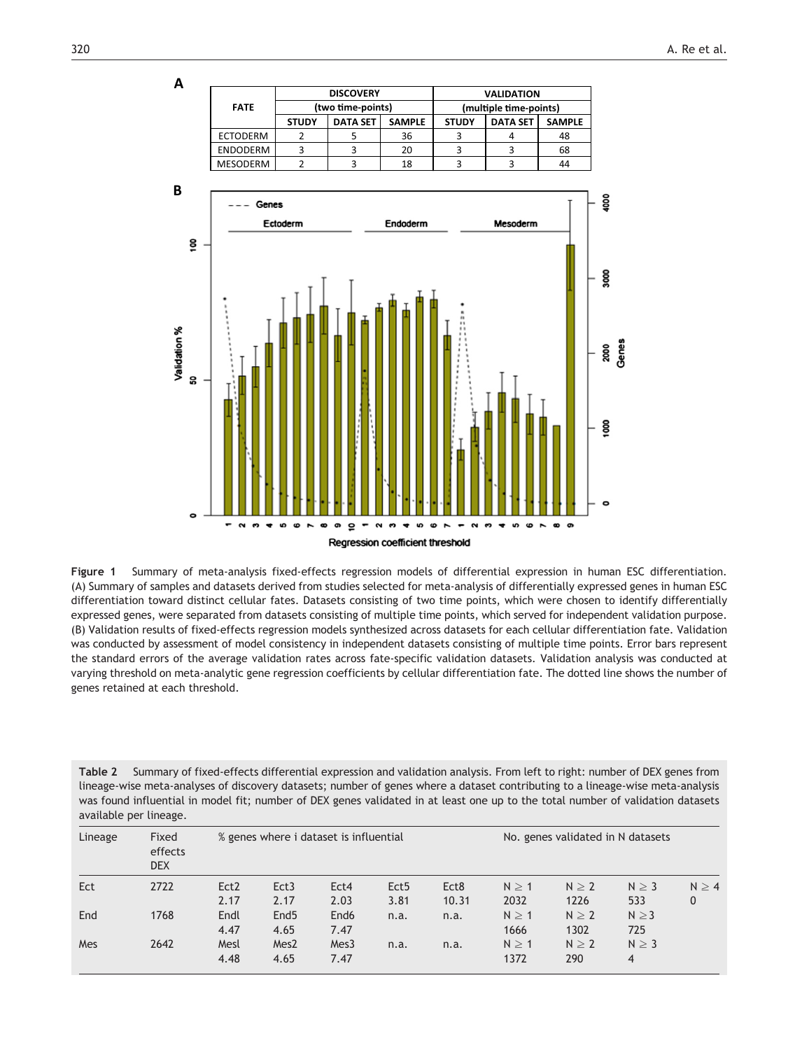**A**

| FATE | DISCOVERY (two time-points) | | | VALIDATION (multiple time-points) | | |
|---|---|---|---|---|---|---|
| | STUDY | DATA SET | SAMPLE | STUDY | DATA SET | SAMPLE |
| ECTODERM | 2 | 5 | 36 | 3 | 4 | 48 |
| ENDODERM | 3 | 3 | 20 | 3 | 3 | 68 |
| MESODERM | 2 | 3 | 18 | 3 | 3 | 44 |

**B**

**Figure 1** Summary of meta-analysis fixed-effects regression models of differential expression in human ESC differentiation. (A) Summary of samples and datasets derived from studies selected for meta-analysis of differentially expressed genes in human ESC differentiation toward distinct cellular fates. Datasets consisting of two time points, which were chosen to identify differentially expressed genes, were separated from datasets consisting of multiple time points, which served for independent validation purpose. (B) Validation results of fixed-effects regression models synthesized across datasets for each cellular differentiation fate. Validation was conducted by assessment of model consistency in independent datasets consisting of multiple time points. Error bars represent the standard errors of the average validation rates across fate-specific validation datasets. Validation analysis was conducted at varying threshold on meta-analytic gene regression coefficients by cellular differentiation fate. The dotted line shows the number of genes retained at each threshold.

**Table 2** Summary of fixed-effects differential expression and validation analysis. From left to right: number of DEX genes from lineage-wise meta-analyses of discovery datasets; number of genes where a dataset contributing to a lineage-wise meta-analysis was found influential in model fit; number of DEX genes validated in at least one up to the total number of validation datasets available per lineage.

| Lineage | Fixed effects DEX | % genes where i dataset is influential | | | | | No. genes validated in N datasets | | | |
|---|---|---|---|---|---|---|---|---|---|---|
| Ect | 2722 | Ect2 2.17 | Ect3 2.17 | Ect4 2.03 | Ect5 3.81 | Ect8 10.31 | N ≥ 1 2032 | N ≥ 2 1226 | N ≥ 3 533 | N ≥ 4 0 |
| End | 1768 | Endl 4.47 | End5 4.65 | End6 7.47 | n.a. | n.a. | N ≥ 1 1666 | N ≥ 2 1302 | N ≥ 3 725 | |
| Mes | 2642 | Mesl 4.48 | Mes2 4.65 | Mes3 7.47 | n.a. | n.a. | N ≥ 1 1372 | N ≥ 2 290 | N ≥ 3 4 | |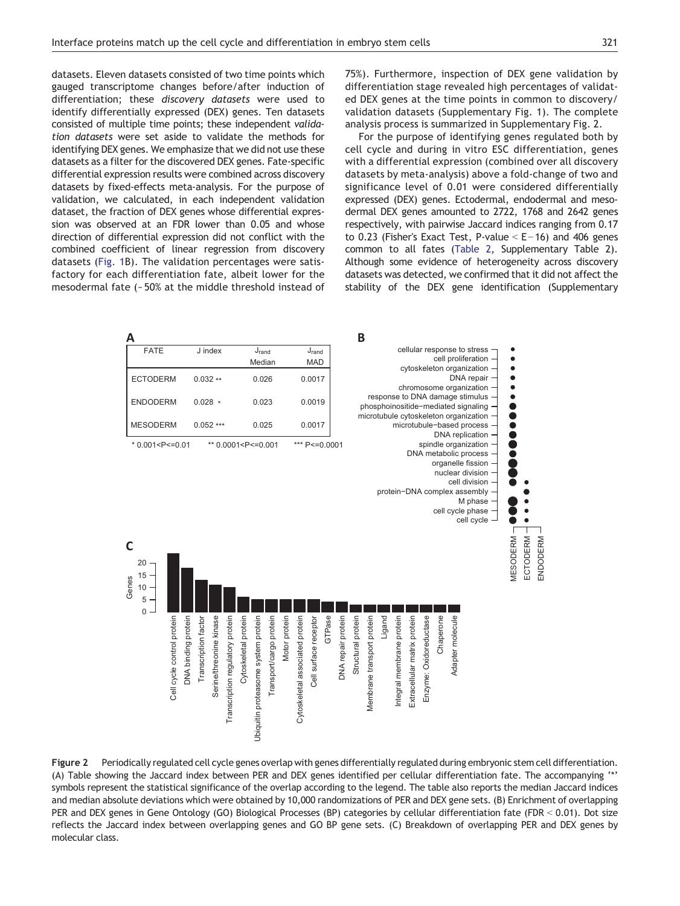datasets. Eleven datasets consisted of two time points which gauged transcriptome changes before/after induction of differentiation; these *discovery datasets* were used to identify differentially expressed (DEX) genes. Ten datasets consisted of multiple time points; these independent *validation datasets* were set aside to validate the methods for identifying DEX genes. We emphasize that we did not use these datasets as a filter for the discovered DEX genes. Fate-specific differential expression results were combined across discovery datasets by fixed-effects meta-analysis. For the purpose of validation, we calculated, in each independent validation dataset, the fraction of DEX genes whose differential expression was observed at an FDR lower than 0.05 and whose direction of differential expression did not conflict with the combined coefficient of linear regression from discovery datasets (Fig. 1B). The validation percentages were satisfactory for each differentiation fate, albeit lower for the mesodermal fate (~50% at the middle threshold instead of 75%). Furthermore, inspection of DEX gene validation by differentiation stage revealed high percentages of validated DEX genes at the time points in common to discovery/validation datasets (Supplementary Fig. 1). The complete analysis process is summarized in Supplementary Fig. 2.

For the purpose of identifying genes regulated both by cell cycle and during in vitro ESC differentiation, genes with a differential expression (combined over all discovery datasets by meta-analysis) above a fold-change of two and significance level of 0.01 were considered differentially expressed (DEX) genes. Ectodermal, endodermal and mesodermal DEX genes amounted to 2722, 1768 and 2642 genes respectively, with pairwise Jaccard indices ranging from 0.17 to 0.23 (Fisher's Exact Test, P-value < E−16) and 406 genes common to all fates (Table 2, Supplementary Table 2). Although some evidence of heterogeneity across discovery datasets was detected, we confirmed that it did not affect the stability of the DEX gene identification (Supplementary

| FATE | J index | $J_{rand}$ Median | $J_{rand}$ MAD |
|---|---|---|---|
| ECTODERM | 0.032 ** | 0.026 | 0.0017 |
| ENDODERM | 0.028 * | 0.023 | 0.0019 |
| MESODERM | 0.052 *** | 0.025 | 0.0017 |

\* 0.001<P<=0.01  ** 0.0001<P<=0.001  *** P<=0.0001

**Figure 2** Periodically regulated cell cycle genes overlap with genes differentially regulated during embryonic stem cell differentiation. (A) Table showing the Jaccard index between PER and DEX genes identified per cellular differentiation fate. The accompanying '*' symbols represent the statistical significance of the overlap according to the legend. The table also reports the median Jaccard indices and median absolute deviations which were obtained by 10,000 randomizations of PER and DEX gene sets. (B) Enrichment of overlapping PER and DEX genes in Gene Ontology (GO) Biological Processes (BP) categories by cellular differentiation fate (FDR < 0.01). Dot size reflects the Jaccard index between overlapping genes and GO BP gene sets. (C) Breakdown of overlapping PER and DEX genes by molecular class.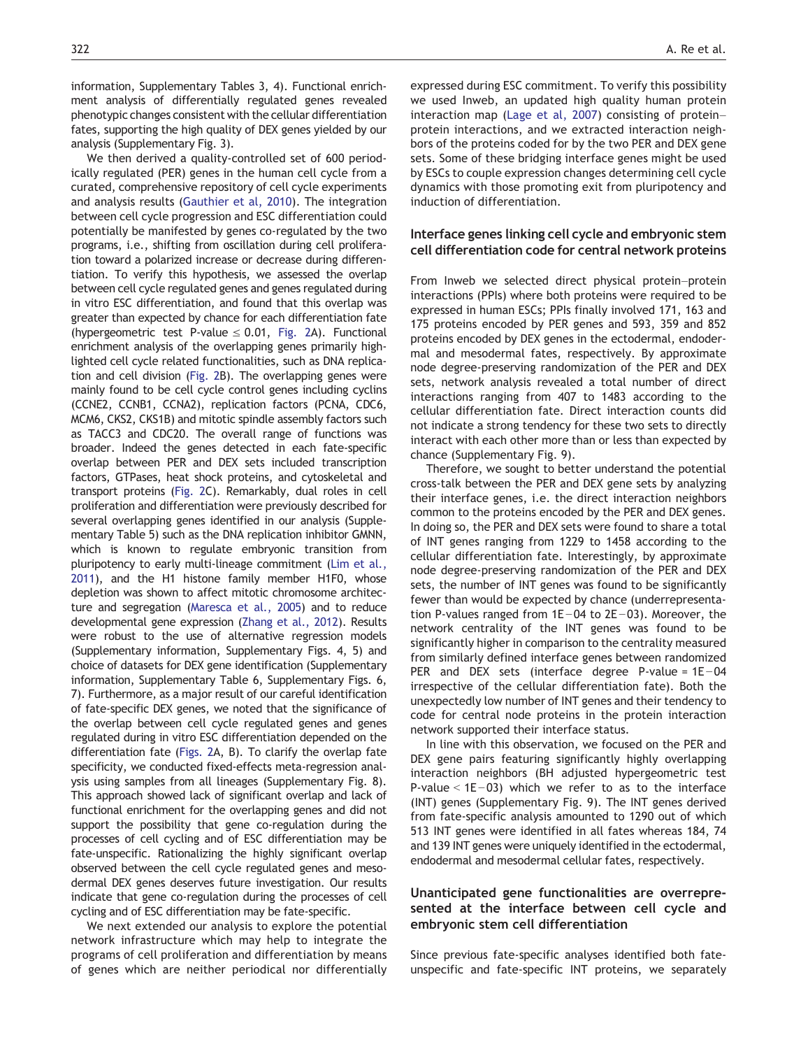information, Supplementary Tables 3, 4). Functional enrichment analysis of differentially regulated genes revealed phenotypic changes consistent with the cellular differentiation fates, supporting the high quality of DEX genes yielded by our analysis (Supplementary Fig. 3).

We then derived a quality-controlled set of 600 periodically regulated (PER) genes in the human cell cycle from a curated, comprehensive repository of cell cycle experiments and analysis results (Gauthier et al, 2010). The integration between cell cycle progression and ESC differentiation could potentially be manifested by genes co-regulated by the two programs, i.e., shifting from oscillation during cell proliferation toward a polarized increase or decrease during differentiation. To verify this hypothesis, we assessed the overlap between cell cycle regulated genes and genes regulated during in vitro ESC differentiation, and found that this overlap was greater than expected by chance for each differentiation fate (hypergeometric test P-value $\leq 0.01$, Fig. 2A). Functional enrichment analysis of the overlapping genes primarily highlighted cell cycle related functionalities, such as DNA replication and cell division (Fig. 2B). The overlapping genes were mainly found to be cell cycle control genes including cyclins (CCNE2, CCNB1, CCNA2), replication factors (PCNA, CDC6, MCM6, CKS2, CKS1B) and mitotic spindle assembly factors such as TACC3 and CDC20. The overall range of functions was broader. Indeed the genes detected in each fate-specific overlap between PER and DEX sets included transcription factors, GTPases, heat shock proteins, and cytoskeletal and transport proteins (Fig. 2C). Remarkably, dual roles in cell proliferation and differentiation were previously described for several overlapping genes identified in our analysis (Supplementary Table 5) such as the DNA replication inhibitor GMNN, which is known to regulate embryonic transition from pluripotency to early multi-lineage commitment (Lim et al., 2011), and the H1 histone family member H1F0, whose depletion was shown to affect mitotic chromosome architecture and segregation (Maresca et al., 2005) and to reduce developmental gene expression (Zhang et al., 2012). Results were robust to the use of alternative regression models (Supplementary information, Supplementary Figs. 4, 5) and choice of datasets for DEX gene identification (Supplementary information, Supplementary Table 6, Supplementary Figs. 6, 7). Furthermore, as a major result of our careful identification of fate-specific DEX genes, we noted that the significance of the overlap between cell cycle regulated genes and genes regulated during in vitro ESC differentiation depended on the differentiation fate (Figs. 2A, B). To clarify the overlap fate specificity, we conducted fixed-effects meta-regression analysis using samples from all lineages (Supplementary Fig. 8). This approach showed lack of significant overlap and lack of functional enrichment for the overlapping genes and did not support the possibility that gene co-regulation during the processes of cell cycling and of ESC differentiation may be fate-unspecific. Rationalizing the highly significant overlap observed between the cell cycle regulated genes and mesodermal DEX genes deserves future investigation. Our results indicate that gene co-regulation during the processes of cell cycling and of ESC differentiation may be fate-specific.

We next extended our analysis to explore the potential network infrastructure which may help to integrate the programs of cell proliferation and differentiation by means of genes which are neither periodical nor differentially expressed during ESC commitment. To verify this possibility we used Inweb, an updated high quality human protein interaction map (Lage et al, 2007) consisting of protein–protein interactions, and we extracted interaction neighbors of the proteins coded for by the two PER and DEX gene sets. Some of these bridging interface genes might be used by ESCs to couple expression changes determining cell cycle dynamics with those promoting exit from pluripotency and induction of differentiation.

## Interface genes linking cell cycle and embryonic stem cell differentiation code for central network proteins

From Inweb we selected direct physical protein–protein interactions (PPIs) where both proteins were required to be expressed in human ESCs; PPIs finally involved 171, 163 and 175 proteins encoded by PER genes and 593, 359 and 852 proteins encoded by DEX genes in the ectodermal, endodermal and mesodermal fates, respectively. By approximate node degree-preserving randomization of the PER and DEX sets, network analysis revealed a total number of direct interactions ranging from 407 to 1483 according to the cellular differentiation fate. Direct interaction counts did not indicate a strong tendency for these two sets to directly interact with each other more than or less than expected by chance (Supplementary Fig. 9).

Therefore, we sought to better understand the potential cross-talk between the PER and DEX gene sets by analyzing their interface genes, i.e. the direct interaction neighbors common to the proteins encoded by the PER and DEX genes. In doing so, the PER and DEX sets were found to share a total of INT genes ranging from 1229 to 1458 according to the cellular differentiation fate. Interestingly, by approximate node degree-preserving randomization of the PER and DEX sets, the number of INT genes was found to be significantly fewer than would be expected by chance (underrepresentation P-values ranged from 1E−04 to 2E−03). Moreover, the network centrality of the INT genes was found to be significantly higher in comparison to the centrality measured from similarly defined interface genes between randomized PER and DEX sets (interface degree P-value = 1E−04 irrespective of the cellular differentiation fate). Both the unexpectedly low number of INT genes and their tendency to code for central node proteins in the protein interaction network supported their interface status.

In line with this observation, we focused on the PER and DEX gene pairs featuring significantly highly overlapping interaction neighbors (BH adjusted hypergeometric test P-value < 1E−03) which we refer to as to the interface (INT) genes (Supplementary Fig. 9). The INT genes derived from fate-specific analysis amounted to 1290 out of which 513 INT genes were identified in all fates whereas 184, 74 and 139 INT genes were uniquely identified in the ectodermal, endodermal and mesodermal cellular fates, respectively.

## Unanticipated gene functionalities are overrepresented at the interface between cell cycle and embryonic stem cell differentiation

Since previous fate-specific analyses identified both fate-unspecific and fate-specific INT proteins, we separately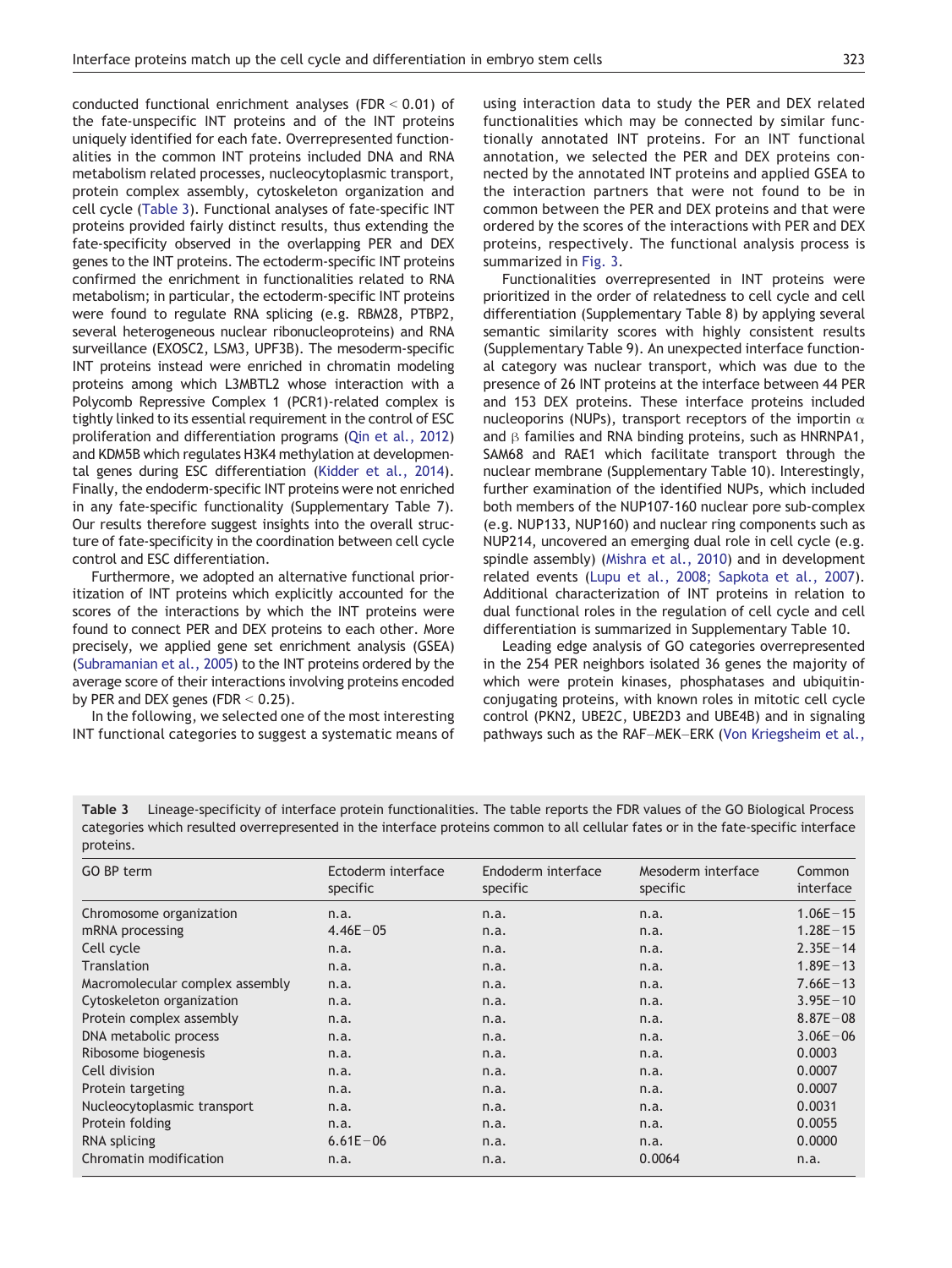conducted functional enrichment analyses (FDR < 0.01) of the fate-unspecific INT proteins and of the INT proteins uniquely identified for each fate. Overrepresented functionalities in the common INT proteins included DNA and RNA metabolism related processes, nucleocytoplasmic transport, protein complex assembly, cytoskeleton organization and cell cycle (Table 3). Functional analyses of fate-specific INT proteins provided fairly distinct results, thus extending the fate-specificity observed in the overlapping PER and DEX genes to the INT proteins. The ectoderm-specific INT proteins confirmed the enrichment in functionalities related to RNA metabolism; in particular, the ectoderm-specific INT proteins were found to regulate RNA splicing (e.g. RBM28, PTBP2, several heterogeneous nuclear ribonucleoproteins) and RNA surveillance (EXOSC2, LSM3, UPF3B). The mesoderm-specific INT proteins instead were enriched in chromatin modeling proteins among which L3MBTL2 whose interaction with a Polycomb Repressive Complex 1 (PCR1)-related complex is tightly linked to its essential requirement in the control of ESC proliferation and differentiation programs (Qin et al., 2012) and KDM5B which regulates H3K4 methylation at developmental genes during ESC differentiation (Kidder et al., 2014). Finally, the endoderm-specific INT proteins were not enriched in any fate-specific functionality (Supplementary Table 7). Our results therefore suggest insights into the overall structure of fate-specificity in the coordination between cell cycle control and ESC differentiation.

Furthermore, we adopted an alternative functional prioritization of INT proteins which explicitly accounted for the scores of the interactions by which the INT proteins were found to connect PER and DEX proteins to each other. More precisely, we applied gene set enrichment analysis (GSEA) (Subramanian et al., 2005) to the INT proteins ordered by the average score of their interactions involving proteins encoded by PER and DEX genes (FDR < 0.25).

In the following, we selected one of the most interesting INT functional categories to suggest a systematic means of using interaction data to study the PER and DEX related functionalities which may be connected by similar functionally annotated INT proteins. For an INT functional annotation, we selected the PER and DEX proteins connected by the annotated INT proteins and applied GSEA to the interaction partners that were not found to be in common between the PER and DEX proteins and that were ordered by the scores of the interactions with PER and DEX proteins, respectively. The functional analysis process is summarized in Fig. 3.

Functionalities overrepresented in INT proteins were prioritized in the order of relatedness to cell cycle and cell differentiation (Supplementary Table 8) by applying several semantic similarity scores with highly consistent results (Supplementary Table 9). An unexpected interface functional category was nuclear transport, which was due to the presence of 26 INT proteins at the interface between 44 PER and 153 DEX proteins. These interface proteins included nucleoporins (NUPs), transport receptors of the importin α and β families and RNA binding proteins, such as HNRNPA1, SAM68 and RAE1 which facilitate transport through the nuclear membrane (Supplementary Table 10). Interestingly, further examination of the identified NUPs, which included both members of the NUP107-160 nuclear pore sub-complex (e.g. NUP133, NUP160) and nuclear ring components such as NUP214, uncovered an emerging dual role in cell cycle (e.g. spindle assembly) (Mishra et al., 2010) and in development related events (Lupu et al., 2008; Sapkota et al., 2007). Additional characterization of INT proteins in relation to dual functional roles in the regulation of cell cycle and cell differentiation is summarized in Supplementary Table 10.

Leading edge analysis of GO categories overrepresented in the 254 PER neighbors isolated 36 genes the majority of which were protein kinases, phosphatases and ubiquitin-conjugating proteins, with known roles in mitotic cell cycle control (PKN2, UBE2C, UBE2D3 and UBE4B) and in signaling pathways such as the RAF–MEK–ERK (Von Kriegsheim et al.,

**Table 3** Lineage-specificity of interface protein functionalities. The table reports the FDR values of the GO Biological Process categories which resulted overrepresented in the interface proteins common to all cellular fates or in the fate-specific interface proteins.

| GO BP term | Ectoderm interface specific | Endoderm interface specific | Mesoderm interface specific | Common interface |
|---|---|---|---|---|
| Chromosome organization | n.a. | n.a. | n.a. | 1.06E−15 |
| mRNA processing | 4.46E−05 | n.a. | n.a. | 1.28E−15 |
| Cell cycle | n.a. | n.a. | n.a. | 2.35E−14 |
| Translation | n.a. | n.a. | n.a. | 1.89E−13 |
| Macromolecular complex assembly | n.a. | n.a. | n.a. | 7.66E−13 |
| Cytoskeleton organization | n.a. | n.a. | n.a. | 3.95E−10 |
| Protein complex assembly | n.a. | n.a. | n.a. | 8.87E−08 |
| DNA metabolic process | n.a. | n.a. | n.a. | 3.06E−06 |
| Ribosome biogenesis | n.a. | n.a. | n.a. | 0.0003 |
| Cell division | n.a. | n.a. | n.a. | 0.0007 |
| Protein targeting | n.a. | n.a. | n.a. | 0.0007 |
| Nucleocytoplasmic transport | n.a. | n.a. | n.a. | 0.0031 |
| Protein folding | n.a. | n.a. | n.a. | 0.0055 |
| RNA splicing | 6.61E−06 | n.a. | n.a. | 0.0000 |
| Chromatin modification | n.a. | n.a. | 0.0064 | n.a. |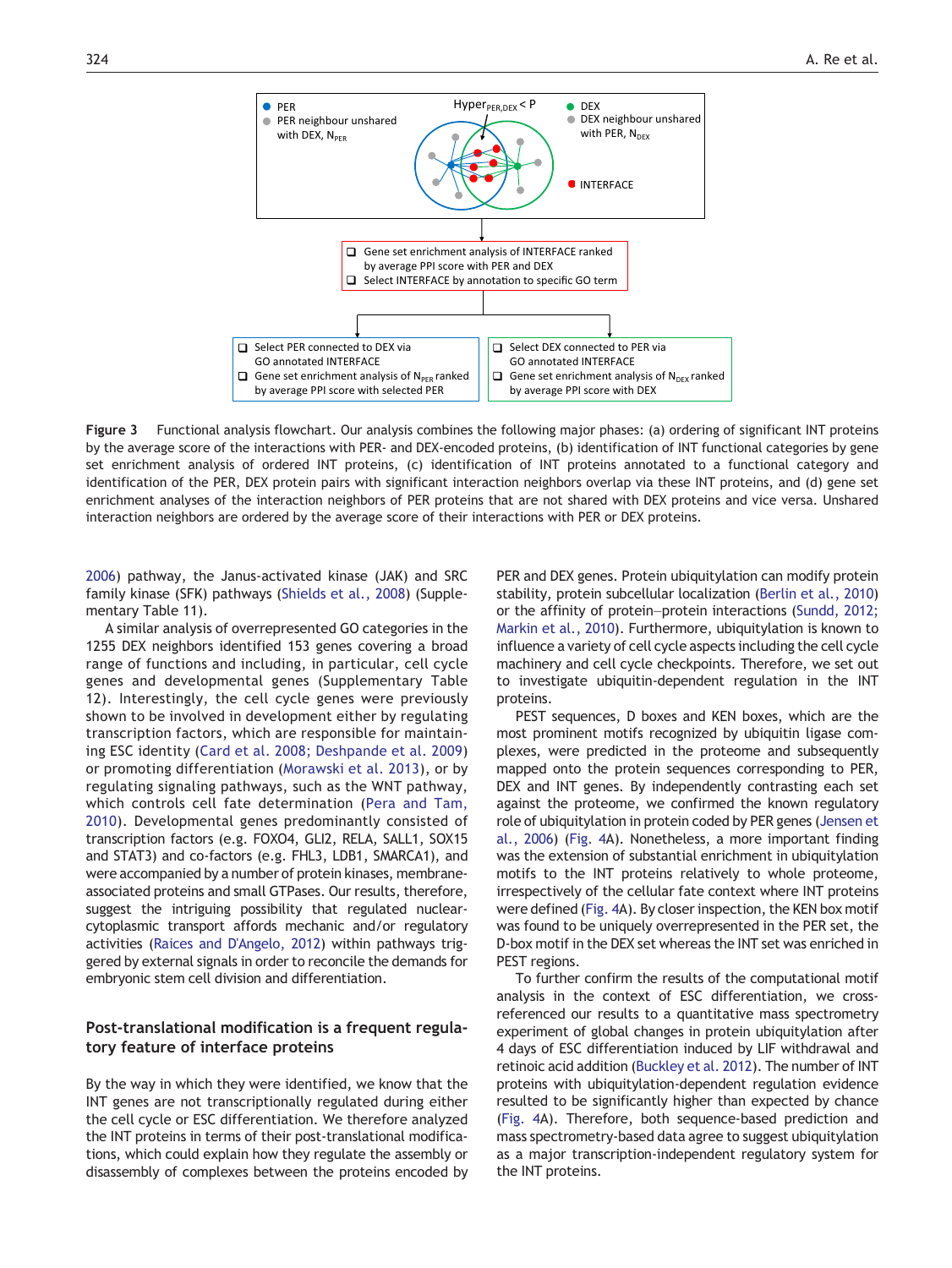Figure 3 Functional analysis flowchart. Our analysis combines the following major phases: (a) ordering of significant INT proteins by the average score of the interactions with PER- and DEX-encoded proteins, (b) identification of INT functional categories by gene set enrichment analysis of ordered INT proteins, (c) identification of INT proteins annotated to a functional category and identification of the PER, DEX protein pairs with significant interaction neighbors overlap via these INT proteins, and (d) gene set enrichment analyses of the interaction neighbors of PER proteins that are not shared with DEX proteins and vice versa. Unshared interaction neighbors are ordered by the average score of their interactions with PER or DEX proteins.

2006) pathway, the Janus-activated kinase (JAK) and SRC family kinase (SFK) pathways (Shields et al., 2008) (Supplementary Table 11).

A similar analysis of overrepresented GO categories in the 1255 DEX neighbors identified 153 genes covering a broad range of functions and including, in particular, cell cycle genes and developmental genes (Supplementary Table 12). Interestingly, the cell cycle genes were previously shown to be involved in development either by regulating transcription factors, which are responsible for maintaining ESC identity (Card et al. 2008; Deshpande et al. 2009) or promoting differentiation (Morawski et al. 2013), or by regulating signaling pathways, such as the WNT pathway, which controls cell fate determination (Pera and Tam, 2010). Developmental genes predominantly consisted of transcription factors (e.g. FOXO4, GLI2, RELA, SALL1, SOX15 and STAT3) and co-factors (e.g. FHL3, LDB1, SMARCA1), and were accompanied by a number of protein kinases, membrane-associated proteins and small GTPases. Our results, therefore, suggest the intriguing possibility that regulated nuclear-cytoplasmic transport affords mechanic and/or regulatory activities (Raices and D'Angelo, 2012) within pathways triggered by external signals in order to reconcile the demands for embryonic stem cell division and differentiation.

## Post-translational modification is a frequent regulatory feature of interface proteins

By the way in which they were identified, we know that the INT genes are not transcriptionally regulated during either the cell cycle or ESC differentiation. We therefore analyzed the INT proteins in terms of their post-translational modifications, which could explain how they regulate the assembly or disassembly of complexes between the proteins encoded by PER and DEX genes. Protein ubiquitylation can modify protein stability, protein subcellular localization (Berlin et al., 2010) or the affinity of protein–protein interactions (Sundd, 2012; Markin et al., 2010). Furthermore, ubiquitylation is known to influence a variety of cell cycle aspects including the cell cycle machinery and cell cycle checkpoints. Therefore, we set out to investigate ubiquitin-dependent regulation in the INT proteins.

PEST sequences, D boxes and KEN boxes, which are the most prominent motifs recognized by ubiquitin ligase complexes, were predicted in the proteome and subsequently mapped onto the protein sequences corresponding to PER, DEX and INT genes. By independently contrasting each set against the proteome, we confirmed the known regulatory role of ubiquitylation in protein coded by PER genes (Jensen et al., 2006) (Fig. 4A). Nonetheless, a more important finding was the extension of substantial enrichment in ubiquitylation motifs to the INT proteins relatively to whole proteome, irrespectively of the cellular fate context where INT proteins were defined (Fig. 4A). By closer inspection, the KEN box motif was found to be uniquely overrepresented in the PER set, the D-box motif in the DEX set whereas the INT set was enriched in PEST regions.

To further confirm the results of the computational motif analysis in the context of ESC differentiation, we cross-referenced our results to a quantitative mass spectrometry experiment of global changes in protein ubiquitylation after 4 days of ESC differentiation induced by LIF withdrawal and retinoic acid addition (Buckley et al. 2012). The number of INT proteins with ubiquitylation-dependent regulation evidence resulted to be significantly higher than expected by chance (Fig. 4A). Therefore, both sequence-based prediction and mass spectrometry-based data agree to suggest ubiquitylation as a major transcription-independent regulatory system for the INT proteins.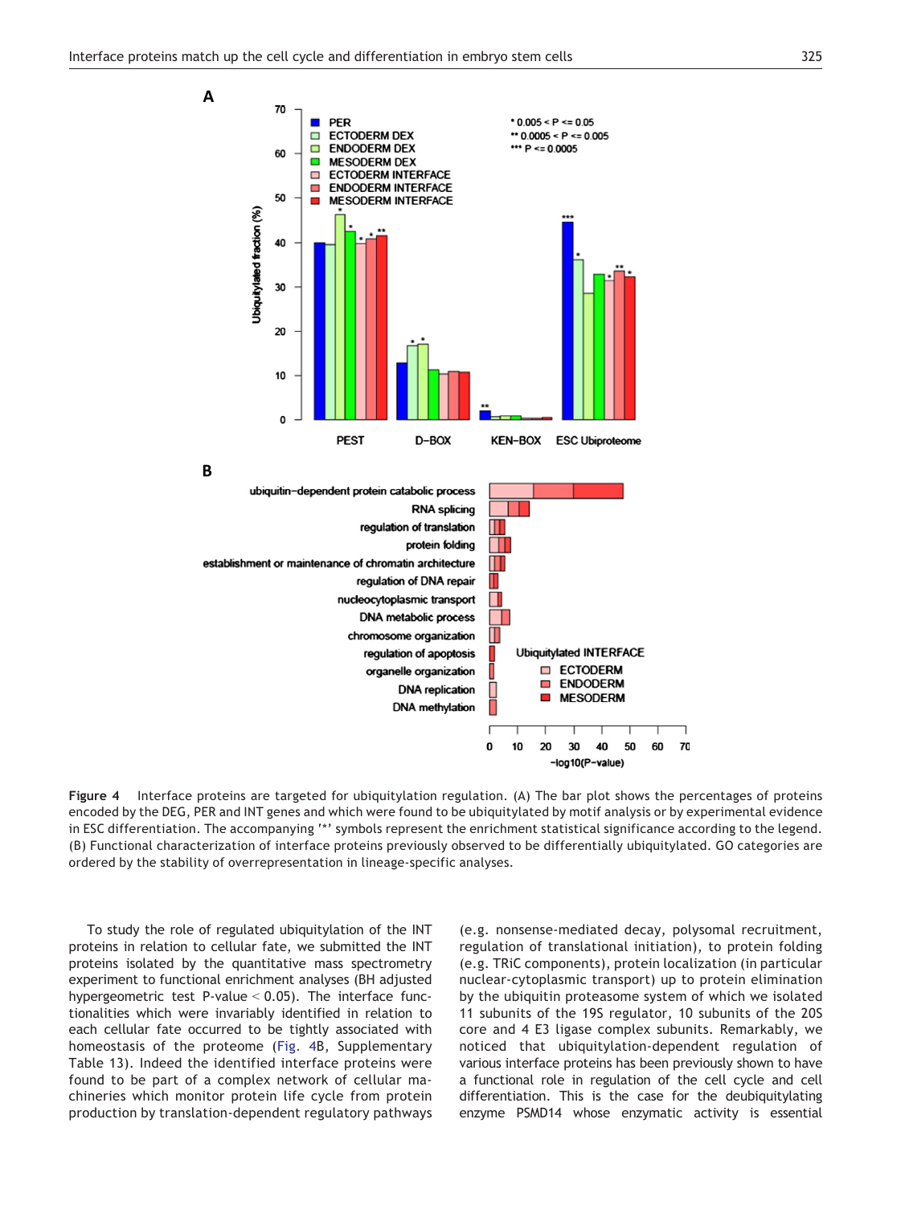**Figure 4** Interface proteins are targeted for ubiquitylation regulation. (A) The bar plot shows the percentages of proteins encoded by the DEG, PER and INT genes and which were found to be ubiquitylated by motif analysis or by experimental evidence in ESC differentiation. The accompanying '*' symbols represent the enrichment statistical significance according to the legend. (B) Functional characterization of interface proteins previously observed to be differentially ubiquitylated. GO categories are ordered by the stability of overrepresentation in lineage-specific analyses.

To study the role of regulated ubiquitylation of the INT proteins in relation to cellular fate, we submitted the INT proteins isolated by the quantitative mass spectrometry experiment to functional enrichment analyses (BH adjusted hypergeometric test P-value < 0.05). The interface functionalities which were invariably identified in relation to each cellular fate occurred to be tightly associated with homeostasis of the proteome (Fig. 4B, Supplementary Table 13). Indeed the identified interface proteins were found to be part of a complex network of cellular machineries which monitor protein life cycle from protein production by translation-dependent regulatory pathways (e.g. nonsense-mediated decay, polysomal recruitment, regulation of translational initiation), to protein folding (e.g. TRiC components), protein localization (in particular nuclear-cytoplasmic transport) up to protein elimination by the ubiquitin proteasome system of which we isolated 11 subunits of the 19S regulator, 10 subunits of the 20S core and 4 E3 ligase complex subunits. Remarkably, we noticed that ubiquitylation-dependent regulation of various interface proteins has been previously shown to have a functional role in regulation of the cell cycle and cell differentiation. This is the case for the deubiquitylating enzyme PSMD14 whose enzymatic activity is essential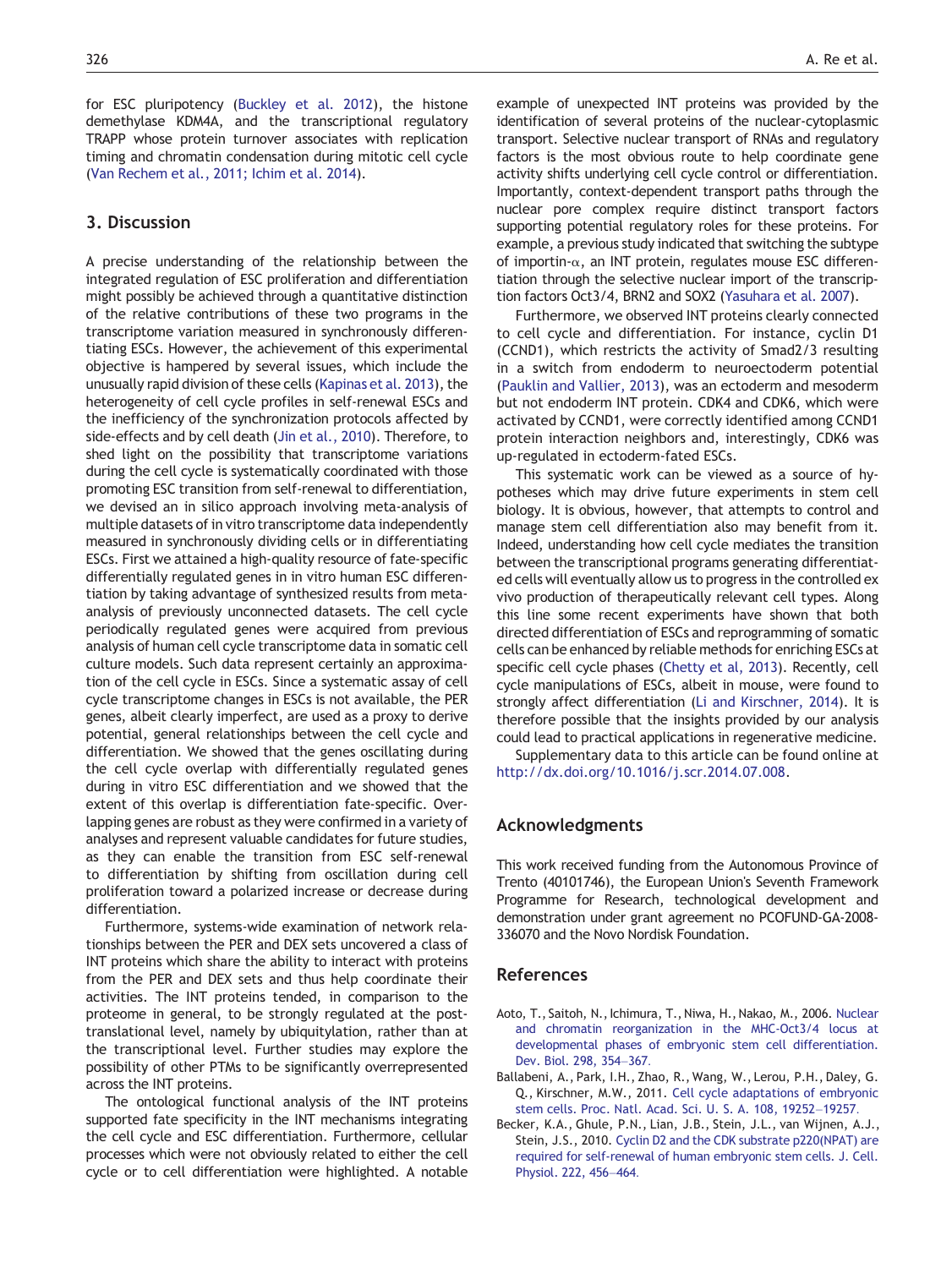for ESC pluripotency (Buckley et al. 2012), the histone demethylase KDM4A, and the transcriptional regulatory TRAPP whose protein turnover associates with replication timing and chromatin condensation during mitotic cell cycle (Van Rechem et al., 2011; Ichim et al. 2014).

## 3. Discussion

A precise understanding of the relationship between the integrated regulation of ESC proliferation and differentiation might possibly be achieved through a quantitative distinction of the relative contributions of these two programs in the transcriptome variation measured in synchronously differentiating ESCs. However, the achievement of this experimental objective is hampered by several issues, which include the unusually rapid division of these cells (Kapinas et al. 2013), the heterogeneity of cell cycle profiles in self-renewal ESCs and the inefficiency of the synchronization protocols affected by side-effects and by cell death (Jin et al., 2010). Therefore, to shed light on the possibility that transcriptome variations during the cell cycle is systematically coordinated with those promoting ESC transition from self-renewal to differentiation, we devised an in silico approach involving meta-analysis of multiple datasets of in vitro transcriptome data independently measured in synchronously dividing cells or in differentiating ESCs. First we attained a high-quality resource of fate-specific differentially regulated genes in in vitro human ESC differentiation by taking advantage of synthesized results from meta-analysis of previously unconnected datasets. The cell cycle periodically regulated genes were acquired from previous analysis of human cell cycle transcriptome data in somatic cell culture models. Such data represent certainly an approximation of the cell cycle in ESCs. Since a systematic assay of cell cycle transcriptome changes in ESCs is not available, the PER genes, albeit clearly imperfect, are used as a proxy to derive potential, general relationships between the cell cycle and differentiation. We showed that the genes oscillating during the cell cycle overlap with differentially regulated genes during in vitro ESC differentiation and we showed that the extent of this overlap is differentiation fate-specific. Overlapping genes are robust as they were confirmed in a variety of analyses and represent valuable candidates for future studies, as they can enable the transition from ESC self-renewal to differentiation by shifting from oscillation during cell proliferation toward a polarized increase or decrease during differentiation.

Furthermore, systems-wide examination of network relationships between the PER and DEX sets uncovered a class of INT proteins which share the ability to interact with proteins from the PER and DEX sets and thus help coordinate their activities. The INT proteins tended, in comparison to the proteome in general, to be strongly regulated at the post-translational level, namely by ubiquitylation, rather than at the transcriptional level. Further studies may explore the possibility of other PTMs to be significantly overrepresented across the INT proteins.

The ontological functional analysis of the INT proteins supported fate specificity in the INT mechanisms integrating the cell cycle and ESC differentiation. Furthermore, cellular processes which were not obviously related to either the cell cycle or to cell differentiation were highlighted. A notable example of unexpected INT proteins was provided by the identification of several proteins of the nuclear-cytoplasmic transport. Selective nuclear transport of RNAs and regulatory factors is the most obvious route to help coordinate gene activity shifts underlying cell cycle control or differentiation. Importantly, context-dependent transport paths through the nuclear pore complex require distinct transport factors supporting potential regulatory roles for these proteins. For example, a previous study indicated that switching the subtype of importin-$\alpha$, an INT protein, regulates mouse ESC differentiation through the selective nuclear import of the transcription factors Oct3/4, BRN2 and SOX2 (Yasuhara et al. 2007).

Furthermore, we observed INT proteins clearly connected to cell cycle and differentiation. For instance, cyclin D1 (CCND1), which restricts the activity of Smad2/3 resulting in a switch from endoderm to neuroectoderm potential (Pauklin and Vallier, 2013), was an ectoderm and mesoderm but not endoderm INT protein. CDK4 and CDK6, which were activated by CCND1, were correctly identified among CCND1 protein interaction neighbors and, interestingly, CDK6 was up-regulated in ectoderm-fated ESCs.

This systematic work can be viewed as a source of hypotheses which may drive future experiments in stem cell biology. It is obvious, however, that attempts to control and manage stem cell differentiation also may benefit from it. Indeed, understanding how cell cycle mediates the transition between the transcriptional programs generating differentiated cells will eventually allow us to progress in the controlled ex vivo production of therapeutically relevant cell types. Along this line some recent experiments have shown that both directed differentiation of ESCs and reprogramming of somatic cells can be enhanced by reliable methods for enriching ESCs at specific cell cycle phases (Chetty et al, 2013). Recently, cell cycle manipulations of ESCs, albeit in mouse, were found to strongly affect differentiation (Li and Kirschner, 2014). It is therefore possible that the insights provided by our analysis could lead to practical applications in regenerative medicine.

Supplementary data to this article can be found online at http://dx.doi.org/10.1016/j.scr.2014.07.008.

## Acknowledgments

This work received funding from the Autonomous Province of Trento (40101746), the European Union's Seventh Framework Programme for Research, technological development and demonstration under grant agreement no PCOFUND-GA-2008-336070 and the Novo Nordisk Foundation.

## References

Aoto, T., Saitoh, N., Ichimura, T., Niwa, H., Nakao, M., 2006. Nuclear and chromatin reorganization in the MHC-Oct3/4 locus at developmental phases of embryonic stem cell differentiation. Dev. Biol. 298, 354–367.

Ballabeni, A., Park, I.H., Zhao, R., Wang, W., Lerou, P.H., Daley, G. Q., Kirschner, M.W., 2011. Cell cycle adaptations of embryonic stem cells. Proc. Natl. Acad. Sci. U. S. A. 108, 19252–19257.

Becker, K.A., Ghule, P.N., Lian, J.B., Stein, J.L., van Wijnen, A.J., Stein, J.S., 2010. Cyclin D2 and the CDK substrate p220(NPAT) are required for self-renewal of human embryonic stem cells. J. Cell. Physiol. 222, 456–464.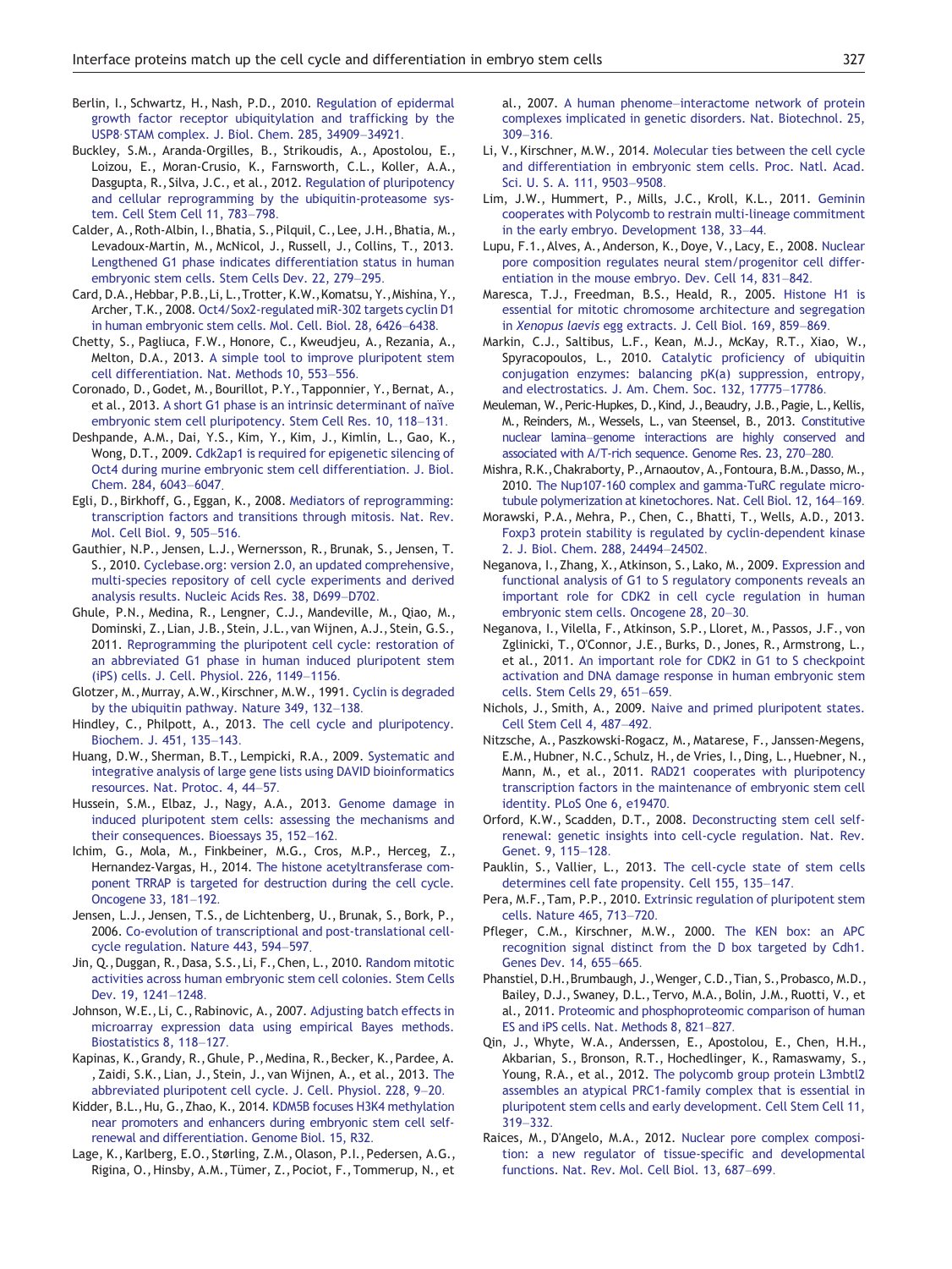Berlin, I., Schwartz, H., Nash, P.D., 2010. Regulation of epidermal growth factor receptor ubiquitylation and trafficking by the USP8·STAM complex. J. Biol. Chem. 285, 34909–34921.

Buckley, S.M., Aranda-Orgilles, B., Strikoudis, A., Apostolou, E., Loizou, E., Moran-Crusio, K., Farnsworth, C.L., Koller, A.A., Dasgupta, R., Silva, J.C., et al., 2012. Regulation of pluripotency and cellular reprogramming by the ubiquitin-proteasome system. Cell Stem Cell 11, 783–798.

Calder, A., Roth-Albin, I., Bhatia, S., Pilquil, C., Lee, J.H., Bhatia, M., Levadoux-Martin, M., McNicol, J., Russell, J., Collins, T., 2013. Lengthened G1 phase indicates differentiation status in human embryonic stem cells. Stem Cells Dev. 22, 279–295.

Card, D.A., Hebbar, P.B., Li, L., Trotter, K.W., Komatsu, Y., Mishina, Y., Archer, T.K., 2008. Oct4/Sox2-regulated miR-302 targets cyclin D1 in human embryonic stem cells. Mol. Cell. Biol. 28, 6426–6438.

Chetty, S., Pagliuca, F.W., Honore, C., Kweudjeu, A., Rezania, A., Melton, D.A., 2013. A simple tool to improve pluripotent stem cell differentiation. Nat. Methods 10, 553–556.

Coronado, D., Godet, M., Bourillot, P.Y., Tapponnier, Y., Bernat, A., et al., 2013. A short G1 phase is an intrinsic determinant of naïve embryonic stem cell pluripotency. Stem Cell Res. 10, 118–131.

Deshpande, A.M., Dai, Y.S., Kim, Y., Kim, J., Kimlin, L., Gao, K., Wong, D.T., 2009. Cdk2ap1 is required for epigenetic silencing of Oct4 during murine embryonic stem cell differentiation. J. Biol. Chem. 284, 6043–6047.

Egli, D., Birkhoff, G., Eggan, K., 2008. Mediators of reprogramming: transcription factors and transitions through mitosis. Nat. Rev. Mol. Cell Biol. 9, 505–516.

Gauthier, N.P., Jensen, L.J., Wernersson, R., Brunak, S., Jensen, T. S., 2010. Cyclebase.org: version 2.0, an updated comprehensive, multi-species repository of cell cycle experiments and derived analysis results. Nucleic Acids Res. 38, D699–D702.

Ghule, P.N., Medina, R., Lengner, C.J., Mandeville, M., Qiao, M., Dominski, Z., Lian, J.B., Stein, J.L., van Wijnen, A.J., Stein, G.S., 2011. Reprogramming the pluripotent cell cycle: restoration of an abbreviated G1 phase in human induced pluripotent stem (iPS) cells. J. Cell. Physiol. 226, 1149–1156.

Glotzer, M., Murray, A.W., Kirschner, M.W., 1991. Cyclin is degraded by the ubiquitin pathway. Nature 349, 132–138.

Hindley, C., Philpott, A., 2013. The cell cycle and pluripotency. Biochem. J. 451, 135–143.

Huang, D.W., Sherman, B.T., Lempicki, R.A., 2009. Systematic and integrative analysis of large gene lists using DAVID bioinformatics resources. Nat. Protoc. 4, 44–57.

Hussein, S.M., Elbaz, J., Nagy, A.A., 2013. Genome damage in induced pluripotent stem cells: assessing the mechanisms and their consequences. Bioessays 35, 152–162.

Ichim, G., Mola, M., Finkbeiner, M.G., Cros, M.P., Herceg, Z., Hernandez-Vargas, H., 2014. The histone acetyltransferase component TRRAP is targeted for destruction during the cell cycle. Oncogene 33, 181–192.

Jensen, L.J., Jensen, T.S., de Lichtenberg, U., Brunak, S., Bork, P., 2006. Co-evolution of transcriptional and post-translational cell-cycle regulation. Nature 443, 594–597.

Jin, Q., Duggan, R., Dasa, S.S., Li, F., Chen, L., 2010. Random mitotic activities across human embryonic stem cell colonies. Stem Cells Dev. 19, 1241–1248.

Johnson, W.E., Li, C., Rabinovic, A., 2007. Adjusting batch effects in microarray expression data using empirical Bayes methods. Biostatistics 8, 118–127.

Kapinas, K., Grandy, R., Ghule, P., Medina, R., Becker, K., Pardee, A., Zaidi, S.K., Lian, J., Stein, J., van Wijnen, A., et al., 2013. The abbreviated pluripotent cell cycle. J. Cell. Physiol. 228, 9–20.

Kidder, B.L., Hu, G., Zhao, K., 2014. KDM5B focuses H3K4 methylation near promoters and enhancers during embryonic stem cell self-renewal and differentiation. Genome Biol. 15, R32.

Lage, K., Karlberg, E.O., Størling, Z.M., Olason, P.I., Pedersen, A.G., Rigina, O., Hinsby, A.M., Tümer, Z., Pociot, F., Tommerup, N., et al., 2007. A human phenome–interactome network of protein complexes implicated in genetic disorders. Nat. Biotechnol. 25, 309–316.

Li, V., Kirschner, M.W., 2014. Molecular ties between the cell cycle and differentiation in embryonic stem cells. Proc. Natl. Acad. Sci. U. S. A. 111, 9503–9508.

Lim, J.W., Hummert, P., Mills, J.C., Kroll, K.L., 2011. Geminin cooperates with Polycomb to restrain multi-lineage commitment in the early embryo. Development 138, 33–44.

Lupu, F.1., Alves, A., Anderson, K., Doye, V., Lacy, E., 2008. Nuclear pore composition regulates neural stem/progenitor cell differentiation in the mouse embryo. Dev. Cell 14, 831–842.

Maresca, T.J., Freedman, B.S., Heald, R., 2005. Histone H1 is essential for mitotic chromosome architecture and segregation in *Xenopus laevis* egg extracts. J. Cell Biol. 169, 859–869.

Markin, C.J., Saltibus, L.F., Kean, M.J., McKay, R.T., Xiao, W., Spyracopoulos, L., 2010. Catalytic proficiency of ubiquitin conjugation enzymes: balancing pK(a) suppression, entropy, and electrostatics. J. Am. Chem. Soc. 132, 17775–17786.

Meuleman, W., Peric-Hupkes, D., Kind, J., Beaudry, J.B., Pagie, L., Kellis, M., Reinders, M., Wessels, L., van Steensel, B., 2013. Constitutive nuclear lamina–genome interactions are highly conserved and associated with A/T-rich sequence. Genome Res. 23, 270–280.

Mishra, R.K., Chakraborty, P., Arnaoutov, A., Fontoura, B.M., Dasso, M., 2010. The Nup107-160 complex and gamma-TuRC regulate microtubule polymerization at kinetochores. Nat. Cell Biol. 12, 164–169.

Morawski, P.A., Mehra, P., Chen, C., Bhatti, T., Wells, A.D., 2013. Foxp3 protein stability is regulated by cyclin-dependent kinase 2. J. Biol. Chem. 288, 24494–24502.

Neganova, I., Zhang, X., Atkinson, S., Lako, M., 2009. Expression and functional analysis of G1 to S regulatory components reveals an important role for CDK2 in cell cycle regulation in human embryonic stem cells. Oncogene 28, 20–30.

Neganova, I., Vilella, F., Atkinson, S.P., Lloret, M., Passos, J.F., von Zglinicki, T., O'Connor, J.E., Burks, D., Jones, R., Armstrong, L., et al., 2011. An important role for CDK2 in G1 to S checkpoint activation and DNA damage response in human embryonic stem cells. Stem Cells 29, 651–659.

Nichols, J., Smith, A., 2009. Naive and primed pluripotent states. Cell Stem Cell 4, 487–492.

Nitzsche, A., Paszkowski-Rogacz, M., Matarese, F., Janssen-Megens, E.M., Hubner, N.C., Schulz, H., de Vries, I., Ding, L., Huebner, N., Mann, M., et al., 2011. RAD21 cooperates with pluripotency transcription factors in the maintenance of embryonic stem cell identity. PLoS One 6, e19470.

Orford, K.W., Scadden, D.T., 2008. Deconstructing stem cell self-renewal: genetic insights into cell-cycle regulation. Nat. Rev. Genet. 9, 115–128.

Pauklin, S., Vallier, L., 2013. The cell-cycle state of stem cells determines cell fate propensity. Cell 155, 135–147.

Pera, M.F., Tam, P.P., 2010. Extrinsic regulation of pluripotent stem cells. Nature 465, 713–720.

Pfleger, C.M., Kirschner, M.W., 2000. The KEN box: an APC recognition signal distinct from the D box targeted by Cdh1. Genes Dev. 14, 655–665.

Phanstiel, D.H., Brumbaugh, J., Wenger, C.D., Tian, S., Probasco, M.D., Bailey, D.J., Swaney, D.L., Tervo, M.A., Bolin, J.M., Ruotti, V., et al., 2011. Proteomic and phosphoproteomic comparison of human ES and iPS cells. Nat. Methods 8, 821–827.

Qin, J., Whyte, W.A., Anderssen, E., Apostolou, E., Chen, H.H., Akbarian, S., Bronson, R.T., Hochedlinger, K., Ramaswamy, S., Young, R.A., et al., 2012. The polycomb group protein L3mbtl2 assembles an atypical PRC1-family complex that is essential in pluripotent stem cells and early development. Cell Stem Cell 11, 319–332.

Raices, M., D'Angelo, M.A., 2012. Nuclear pore complex composition: a new regulator of tissue-specific and developmental functions. Nat. Rev. Mol. Cell Biol. 13, 687–699.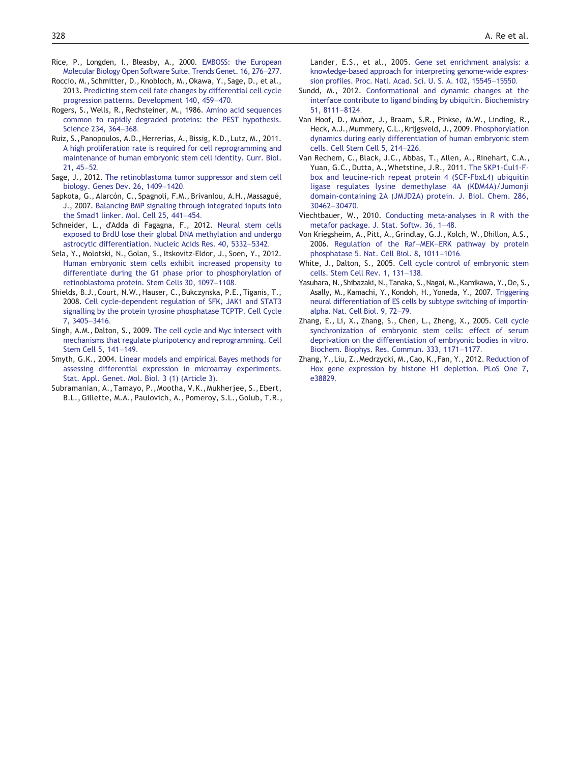Rice, P., Longden, I., Bleasby, A., 2000. EMBOSS: the European Molecular Biology Open Software Suite. Trends Genet. 16, 276–277.

Roccio, M., Schmitter, D., Knobloch, M., Okawa, Y., Sage, D., et al., 2013. Predicting stem cell fate changes by differential cell cycle progression patterns. Development 140, 459–470.

Rogers, S., Wells, R., Rechsteiner, M., 1986. Amino acid sequences common to rapidly degraded proteins: the PEST hypothesis. Science 234, 364–368.

Ruiz, S., Panopoulos, A.D., Herrerias, A., Bissig, K.D., Lutz, M., 2011. A high proliferation rate is required for cell reprogramming and maintenance of human embryonic stem cell identity. Curr. Biol. 21, 45–52.

Sage, J., 2012. The retinoblastoma tumor suppressor and stem cell biology. Genes Dev. 26, 1409–1420.

Sapkota, G., Alarcón, C., Spagnoli, F.M., Brivanlou, A.H., Massagué, J., 2007. Balancing BMP signaling through integrated inputs into the Smad1 linker. Mol. Cell 25, 441–454.

Schneider, L., d'Adda di Fagagna, F., 2012. Neural stem cells exposed to BrdU lose their global DNA methylation and undergo astrocytic differentiation. Nucleic Acids Res. 40, 5332–5342.

Sela, Y., Molotski, N., Golan, S., Itskovitz-Eldor, J., Soen, Y., 2012. Human embryonic stem cells exhibit increased propensity to differentiate during the G1 phase prior to phosphorylation of retinoblastoma protein. Stem Cells 30, 1097–1108.

Shields, B.J., Court, N.W., Hauser, C., Bukczynska, P.E., Tiganis, T., 2008. Cell cycle-dependent regulation of SFK, JAK1 and STAT3 signalling by the protein tyrosine phosphatase TCPTP. Cell Cycle 7, 3405–3416.

Singh, A.M., Dalton, S., 2009. The cell cycle and Myc intersect with mechanisms that regulate pluripotency and reprogramming. Cell Stem Cell 5, 141–149.

Smyth, G.K., 2004. Linear models and empirical Bayes methods for assessing differential expression in microarray experiments. Stat. Appl. Genet. Mol. Biol. 3 (1) (Article 3).

Subramanian, A., Tamayo, P., Mootha, V.K., Mukherjee, S., Ebert, B.L., Gillette, M.A., Paulovich, A., Pomeroy, S.L., Golub, T.R., Lander, E.S., et al., 2005. Gene set enrichment analysis: a knowledge-based approach for interpreting genome-wide expression profiles. Proc. Natl. Acad. Sci. U. S. A. 102, 15545–15550.

Sundd, M., 2012. Conformational and dynamic changes at the interface contribute to ligand binding by ubiquitin. Biochemistry 51, 8111–8124.

Van Hoof, D., Muñoz, J., Braam, S.R., Pinkse, M.W., Linding, R., Heck, A.J., Mummery, C.L., Krijgsveld, J., 2009. Phosphorylation dynamics during early differentiation of human embryonic stem cells. Cell Stem Cell 5, 214–226.

Van Rechem, C., Black, J.C., Abbas, T., Allen, A., Rinehart, C.A., Yuan, G.C., Dutta, A., Whetstine, J.R., 2011. The SKP1-Cul1-F-box and leucine-rich repeat protein 4 (SCF-FbxL4) ubiquitin ligase regulates lysine demethylase 4A (KDM4A)/Jumonji domain-containing 2A (JMJD2A) protein. J. Biol. Chem. 286, 30462–30470.

Viechtbauer, W., 2010. Conducting meta-analyses in R with the metafor package. J. Stat. Softw. 36, 1–48.

Von Kriegsheim, A., Pitt, A., Grindlay, G.J., Kolch, W., Dhillon, A.S., 2006. Regulation of the Raf–MEK–ERK pathway by protein phosphatase 5. Nat. Cell Biol. 8, 1011–1016.

White, J., Dalton, S., 2005. Cell cycle control of embryonic stem cells. Stem Cell Rev. 1, 131–138.

Yasuhara, N., Shibazaki, N., Tanaka, S., Nagai, M., Kamikawa, Y., Oe, S., Asally, M., Kamachi, Y., Kondoh, H., Yoneda, Y., 2007. Triggering neural differentiation of ES cells by subtype switching of importin-alpha. Nat. Cell Biol. 9, 72–79.

Zhang, E., Li, X., Zhang, S., Chen, L., Zheng, X., 2005. Cell cycle synchronization of embryonic stem cells: effect of serum deprivation on the differentiation of embryonic bodies in vitro. Biochem. Biophys. Res. Commun. 333, 1171–1177.

Zhang, Y., Liu, Z., Medrzycki, M., Cao, K., Fan, Y., 2012. Reduction of Hox gene expression by histone H1 depletion. PLoS One 7, e38829.